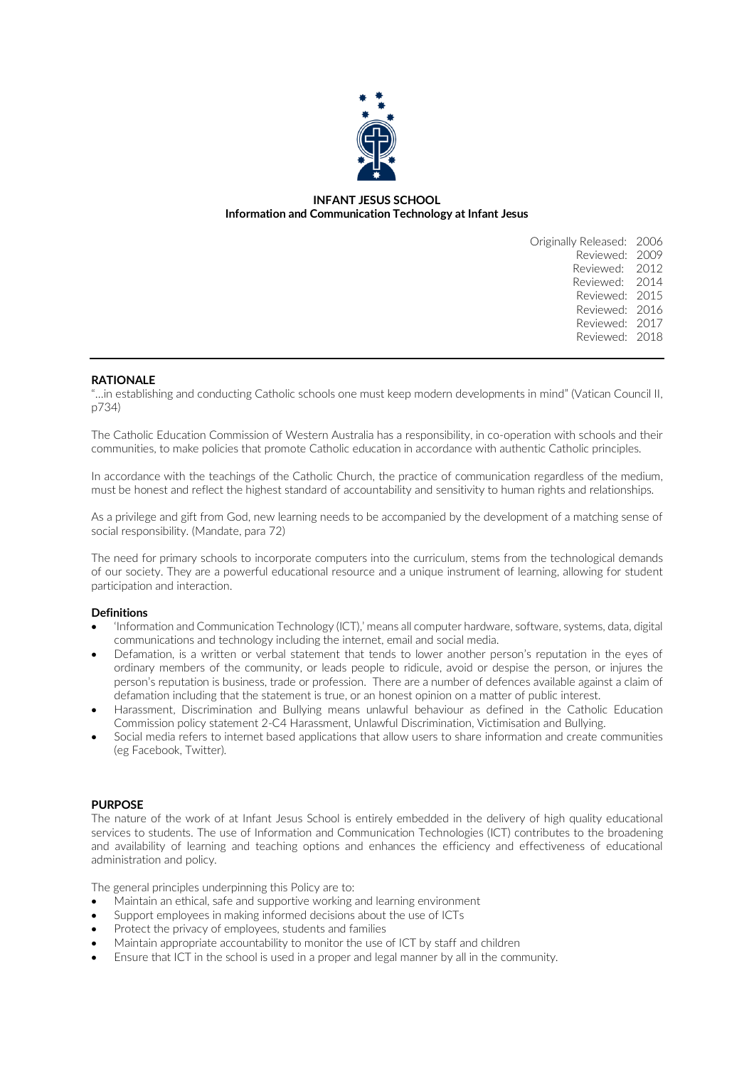**INFANT JESUS SCHOOL**
**Information and Communication Technology at Infant Jesus**

Originally Released: 2006
Reviewed: 2009
Reviewed: 2012
Reviewed: 2014
Reviewed: 2015
Reviewed: 2016
Reviewed: 2017
Reviewed: 2018

---

## RATIONALE

"…in establishing and conducting Catholic schools one must keep modern developments in mind" (Vatican Council II, p734)

The Catholic Education Commission of Western Australia has a responsibility, in co-operation with schools and their communities, to make policies that promote Catholic education in accordance with authentic Catholic principles.

In accordance with the teachings of the Catholic Church, the practice of communication regardless of the medium, must be honest and reflect the highest standard of accountability and sensitivity to human rights and relationships.

As a privilege and gift from God, new learning needs to be accompanied by the development of a matching sense of social responsibility. (Mandate, para 72)

The need for primary schools to incorporate computers into the curriculum, stems from the technological demands of our society. They are a powerful educational resource and a unique instrument of learning, allowing for student participation and interaction.

### Definitions

- 'Information and Communication Technology (ICT),' means all computer hardware, software, systems, data, digital communications and technology including the internet, email and social media.
- Defamation, is a written or verbal statement that tends to lower another person's reputation in the eyes of ordinary members of the community, or leads people to ridicule, avoid or despise the person, or injures the person's reputation is business, trade or profession. There are a number of defences available against a claim of defamation including that the statement is true, or an honest opinion on a matter of public interest.
- Harassment, Discrimination and Bullying means unlawful behaviour as defined in the Catholic Education Commission policy statement 2-C4 Harassment, Unlawful Discrimination, Victimisation and Bullying.
- Social media refers to internet based applications that allow users to share information and create communities (eg Facebook, Twitter).

## PURPOSE

The nature of the work of at Infant Jesus School is entirely embedded in the delivery of high quality educational services to students. The use of Information and Communication Technologies (ICT) contributes to the broadening and availability of learning and teaching options and enhances the efficiency and effectiveness of educational administration and policy.

The general principles underpinning this Policy are to:

- Maintain an ethical, safe and supportive working and learning environment
- Support employees in making informed decisions about the use of ICTs
- Protect the privacy of employees, students and families
- Maintain appropriate accountability to monitor the use of ICT by staff and children
- Ensure that ICT in the school is used in a proper and legal manner by all in the community.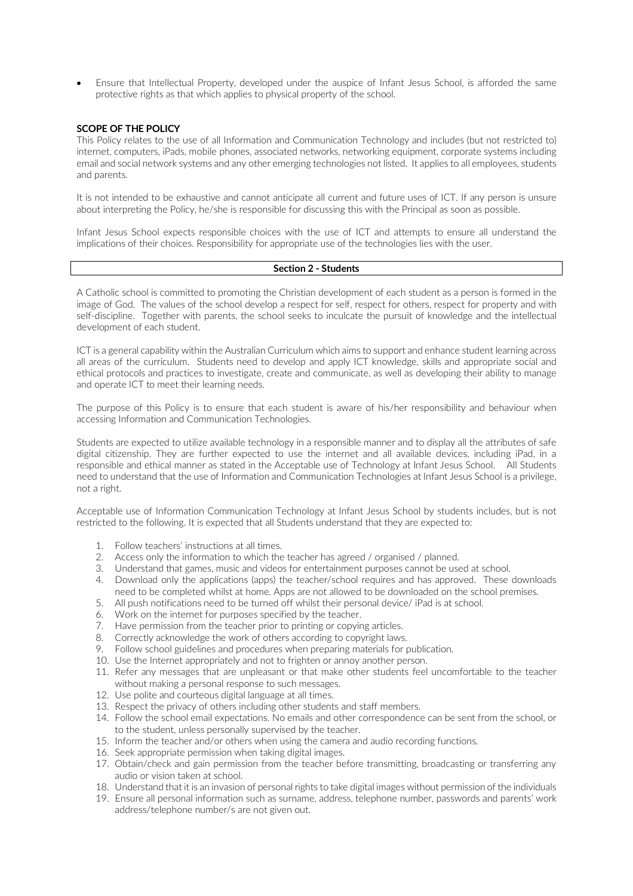- Ensure that Intellectual Property, developed under the auspice of Infant Jesus School, is afforded the same protective rights as that which applies to physical property of the school.

**SCOPE OF THE POLICY**

This Policy relates to the use of all Information and Communication Technology and includes (but not restricted to) internet, computers, iPads, mobile phones, associated networks, networking equipment, corporate systems including email and social network systems and any other emerging technologies not listed. It applies to all employees, students and parents.

It is not intended to be exhaustive and cannot anticipate all current and future uses of ICT. If any person is unsure about interpreting the Policy, he/she is responsible for discussing this with the Principal as soon as possible.

Infant Jesus School expects responsible choices with the use of ICT and attempts to ensure all understand the implications of their choices. Responsibility for appropriate use of the technologies lies with the user.

## Section 2 - Students

A Catholic school is committed to promoting the Christian development of each student as a person is formed in the image of God. The values of the school develop a respect for self, respect for others, respect for property and with self-discipline. Together with parents, the school seeks to inculcate the pursuit of knowledge and the intellectual development of each student.

ICT is a general capability within the Australian Curriculum which aims to support and enhance student learning across all areas of the curriculum. Students need to develop and apply ICT knowledge, skills and appropriate social and ethical protocols and practices to investigate, create and communicate, as well as developing their ability to manage and operate ICT to meet their learning needs.

The purpose of this Policy is to ensure that each student is aware of his/her responsibility and behaviour when accessing Information and Communication Technologies.

Students are expected to utilize available technology in a responsible manner and to display all the attributes of safe digital citizenship. They are further expected to use the internet and all available devices, including iPad, in a responsible and ethical manner as stated in the Acceptable use of Technology at Infant Jesus School. All Students need to understand that the use of Information and Communication Technologies at Infant Jesus School is a privilege, not a right.

Acceptable use of Information Communication Technology at Infant Jesus School by students includes, but is not restricted to the following. It is expected that all Students understand that they are expected to:

1. Follow teachers' instructions at all times.
2. Access only the information to which the teacher has agreed / organised / planned.
3. Understand that games, music and videos for entertainment purposes cannot be used at school.
4. Download only the applications (apps) the teacher/school requires and has approved. These downloads need to be completed whilst at home. Apps are not allowed to be downloaded on the school premises.
5. All push notifications need to be turned off whilst their personal device/ iPad is at school.
6. Work on the internet for purposes specified by the teacher.
7. Have permission from the teacher prior to printing or copying articles.
8. Correctly acknowledge the work of others according to copyright laws.
9. Follow school guidelines and procedures when preparing materials for publication.
10. Use the Internet appropriately and not to frighten or annoy another person.
11. Refer any messages that are unpleasant or that make other students feel uncomfortable to the teacher without making a personal response to such messages.
12. Use polite and courteous digital language at all times.
13. Respect the privacy of others including other students and staff members.
14. Follow the school email expectations. No emails and other correspondence can be sent from the school, or to the student, unless personally supervised by the teacher.
15. Inform the teacher and/or others when using the camera and audio recording functions.
16. Seek appropriate permission when taking digital images.
17. Obtain/check and gain permission from the teacher before transmitting, broadcasting or transferring any audio or vision taken at school.
18. Understand that it is an invasion of personal rights to take digital images without permission of the individuals
19. Ensure all personal information such as surname, address, telephone number, passwords and parents' work address/telephone number/s are not given out.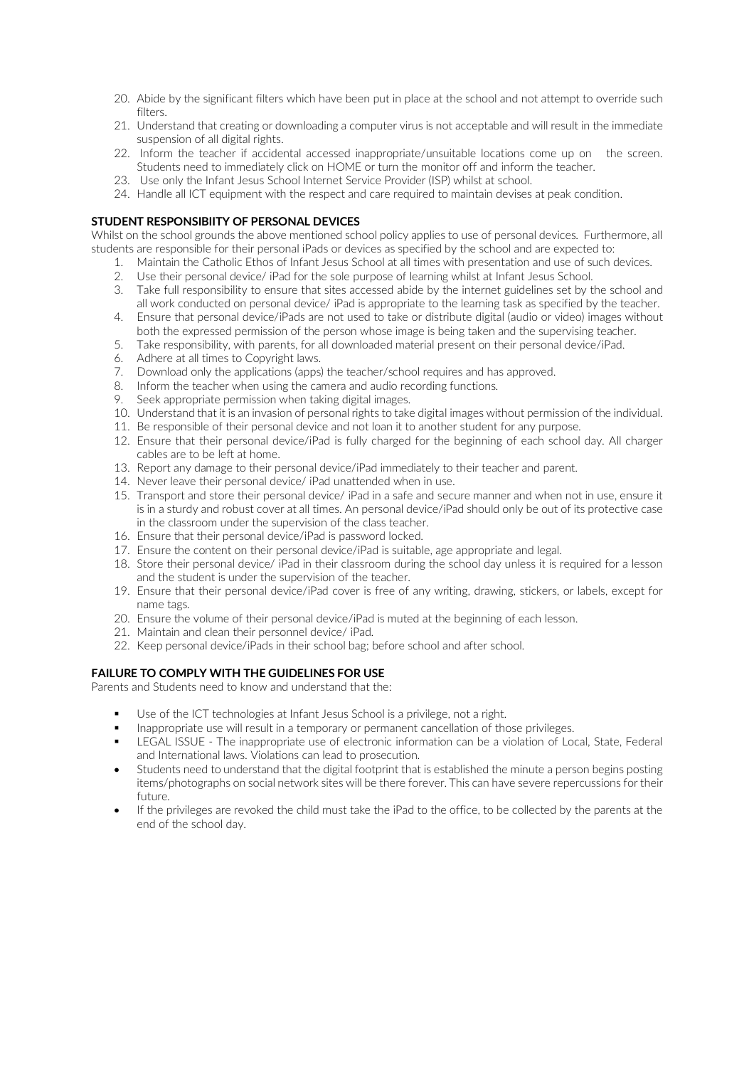20. Abide by the significant filters which have been put in place at the school and not attempt to override such filters.
21. Understand that creating or downloading a computer virus is not acceptable and will result in the immediate suspension of all digital rights.
22. Inform the teacher if accidental accessed inappropriate/unsuitable locations come up on the screen. Students need to immediately click on HOME or turn the monitor off and inform the teacher.
23. Use only the Infant Jesus School Internet Service Provider (ISP) whilst at school.
24. Handle all ICT equipment with the respect and care required to maintain devises at peak condition.

**STUDENT RESPONSIBIITY OF PERSONAL DEVICES**

Whilst on the school grounds the above mentioned school policy applies to use of personal devices. Furthermore, all students are responsible for their personal iPads or devices as specified by the school and are expected to:

1. Maintain the Catholic Ethos of Infant Jesus School at all times with presentation and use of such devices.
2. Use their personal device/ iPad for the sole purpose of learning whilst at Infant Jesus School.
3. Take full responsibility to ensure that sites accessed abide by the internet guidelines set by the school and all work conducted on personal device/ iPad is appropriate to the learning task as specified by the teacher.
4. Ensure that personal device/iPads are not used to take or distribute digital (audio or video) images without both the expressed permission of the person whose image is being taken and the supervising teacher.
5. Take responsibility, with parents, for all downloaded material present on their personal device/iPad.
6. Adhere at all times to Copyright laws.
7. Download only the applications (apps) the teacher/school requires and has approved.
8. Inform the teacher when using the camera and audio recording functions.
9. Seek appropriate permission when taking digital images.
10. Understand that it is an invasion of personal rights to take digital images without permission of the individual.
11. Be responsible of their personal device and not loan it to another student for any purpose.
12. Ensure that their personal device/iPad is fully charged for the beginning of each school day. All charger cables are to be left at home.
13. Report any damage to their personal device/iPad immediately to their teacher and parent.
14. Never leave their personal device/ iPad unattended when in use.
15. Transport and store their personal device/ iPad in a safe and secure manner and when not in use, ensure it is in a sturdy and robust cover at all times. An personal device/iPad should only be out of its protective case in the classroom under the supervision of the class teacher.
16. Ensure that their personal device/iPad is password locked.
17. Ensure the content on their personal device/iPad is suitable, age appropriate and legal.
18. Store their personal device/ iPad in their classroom during the school day unless it is required for a lesson and the student is under the supervision of the teacher.
19. Ensure that their personal device/iPad cover is free of any writing, drawing, stickers, or labels, except for name tags.
20. Ensure the volume of their personal device/iPad is muted at the beginning of each lesson.
21. Maintain and clean their personnel device/ iPad.
22. Keep personal device/iPads in their school bag; before school and after school.

**FAILURE TO COMPLY WITH THE GUIDELINES FOR USE**

Parents and Students need to know and understand that the:

- Use of the ICT technologies at Infant Jesus School is a privilege, not a right.
- Inappropriate use will result in a temporary or permanent cancellation of those privileges.
- LEGAL ISSUE - The inappropriate use of electronic information can be a violation of Local, State, Federal and International laws. Violations can lead to prosecution.
- Students need to understand that the digital footprint that is established the minute a person begins posting items/photographs on social network sites will be there forever. This can have severe repercussions for their future.
- If the privileges are revoked the child must take the iPad to the office, to be collected by the parents at the end of the school day.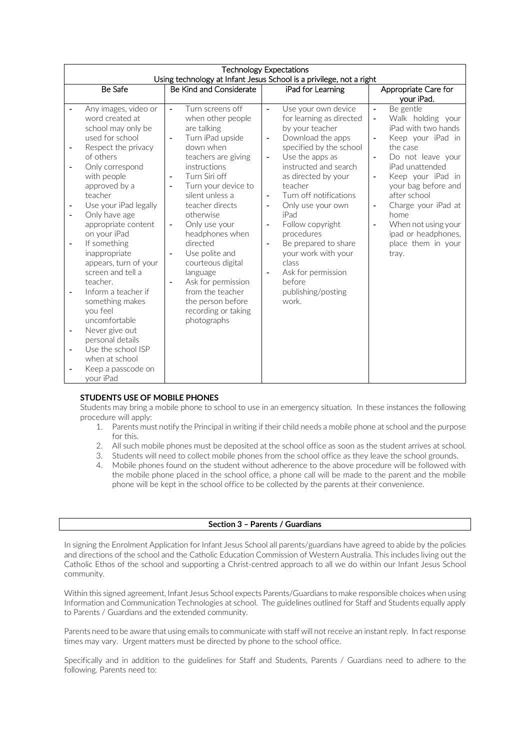| Technology Expectations<br>Using technology at Infant Jesus School is a privilege, not a right | | | |
|---|---|---|---|
| Be Safe | Be Kind and Considerate | iPad for Learning | Appropriate Care for your iPad. |
| - Any images, video or word created at school may only be used for school<br>- Respect the privacy of others<br>- Only correspond with people approved by a teacher<br>- Use your iPad legally<br>- Only have age appropriate content on your iPad<br>- If something inappropriate appears, turn of your screen and tell a teacher.<br>- Inform a teacher if something makes you feel uncomfortable<br>- Never give out personal details<br>- Use the school ISP when at school<br>- Keep a passcode on your iPad | - Turn screens off when other people are talking<br>- Turn iPad upside down when teachers are giving instructions<br>- Turn Siri off<br>- Turn your device to silent unless a teacher directs otherwise<br>- Only use your headphones when directed<br>- Use polite and courteous digital language<br>- Ask for permission from the teacher the person before recording or taking photographs | - Use your own device for learning as directed by your teacher<br>- Download the apps specified by the school<br>- Use the apps as instructed and search as directed by your teacher<br>- Turn off notifications<br>- Only use your own iPad<br>- Follow copyright procedures<br>- Be prepared to share your work with your class<br>- Ask for permission before publishing/posting work. | - Be gentle<br>- Walk holding your iPad with two hands<br>- Keep your iPad in the case<br>- Do not leave your iPad unattended<br>- Keep your iPad in your bag before and after school<br>- Charge your iPad at home<br>- When not using your ipad or headphones, place them in your tray. |

**STUDENTS USE OF MOBILE PHONES**

Students may bring a mobile phone to school to use in an emergency situation. In these instances the following procedure will apply:

1. Parents must notify the Principal in writing if their child needs a mobile phone at school and the purpose for this.
2. All such mobile phones must be deposited at the school office as soon as the student arrives at school.
3. Students will need to collect mobile phones from the school office as they leave the school grounds.
4. Mobile phones found on the student without adherence to the above procedure will be followed with the mobile phone placed in the school office, a phone call will be made to the parent and the mobile phone will be kept in the school office to be collected by the parents at their convenience.

## Section 3 – Parents / Guardians

In signing the Enrolment Application for Infant Jesus School all parents/guardians have agreed to abide by the policies and directions of the school and the Catholic Education Commission of Western Australia. This includes living out the Catholic Ethos of the school and supporting a Christ-centred approach to all we do within our Infant Jesus School community.

Within this signed agreement, Infant Jesus School expects Parents/Guardians to make responsible choices when using Information and Communication Technologies at school. The guidelines outlined for Staff and Students equally apply to Parents / Guardians and the extended community.

Parents need to be aware that using emails to communicate with staff will not receive an instant reply. In fact response times may vary. Urgent matters must be directed by phone to the school office.

Specifically and in addition to the guidelines for Staff and Students, Parents / Guardians need to adhere to the following. Parents need to: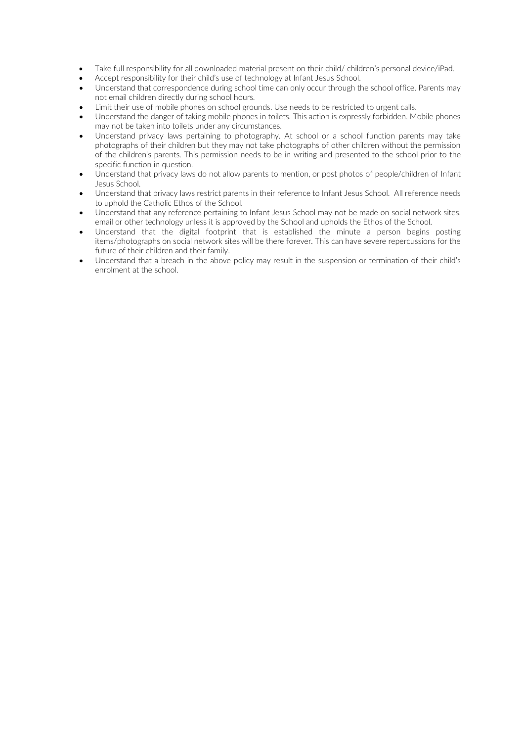- Take full responsibility for all downloaded material present on their child/ children's personal device/iPad.
- Accept responsibility for their child's use of technology at Infant Jesus School.
- Understand that correspondence during school time can only occur through the school office. Parents may not email children directly during school hours.
- Limit their use of mobile phones on school grounds. Use needs to be restricted to urgent calls.
- Understand the danger of taking mobile phones in toilets. This action is expressly forbidden. Mobile phones may not be taken into toilets under any circumstances.
- Understand privacy laws pertaining to photography. At school or a school function parents may take photographs of their children but they may not take photographs of other children without the permission of the children's parents. This permission needs to be in writing and presented to the school prior to the specific function in question.
- Understand that privacy laws do not allow parents to mention, or post photos of people/children of Infant Jesus School.
- Understand that privacy laws restrict parents in their reference to Infant Jesus School. All reference needs to uphold the Catholic Ethos of the School.
- Understand that any reference pertaining to Infant Jesus School may not be made on social network sites, email or other technology unless it is approved by the School and upholds the Ethos of the School.
- Understand that the digital footprint that is established the minute a person begins posting items/photographs on social network sites will be there forever. This can have severe repercussions for the future of their children and their family.
- Understand that a breach in the above policy may result in the suspension or termination of their child's enrolment at the school.